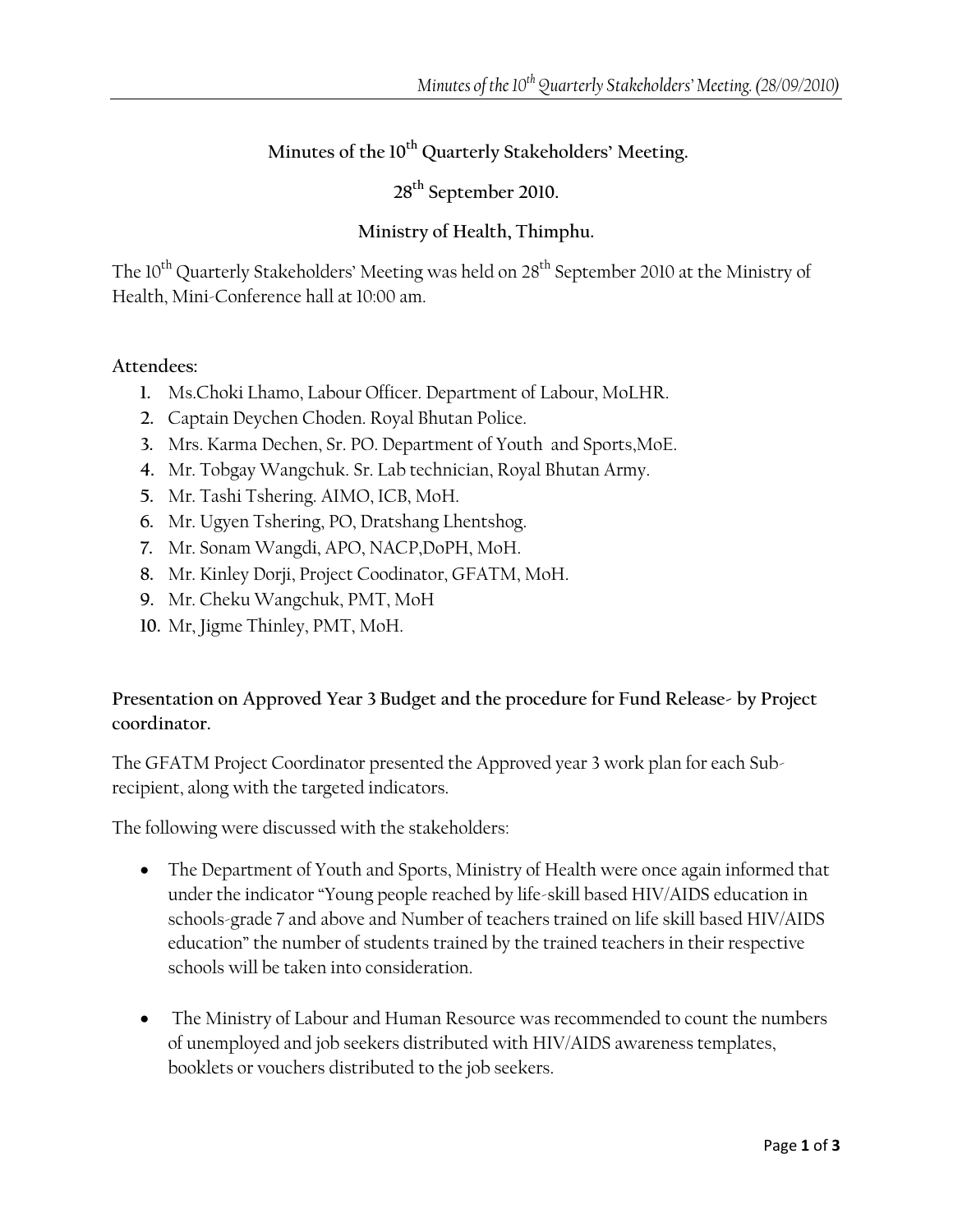# Minutes of the 10th Quarterly Stakeholders' Meeting.

## 28th September 2010.

## Ministry of Health, Thimphu.

The 10th Quarterly Stakeholders' Meeting was held on 28th September 2010 at the Ministry of Health, Mini-Conference hall at 10:00 am.

**Attendees:**

1. Ms.Choki Lhamo, Labour Officer. Department of Labour, MoLHR.
2. Captain Deychen Choden. Royal Bhutan Police.
3. Mrs. Karma Dechen, Sr. PO. Department of Youth and Sports,MoE.
4. Mr. Tobgay Wangchuk. Sr. Lab technician, Royal Bhutan Army.
5. Mr. Tashi Tshering. AIMO, ICB, MoH.
6. Mr. Ugyen Tshering, PO, Dratshang Lhentshog.
7. Mr. Sonam Wangdi, APO, NACP,DoPH, MoH.
8. Mr. Kinley Dorji, Project Coodinator, GFATM, MoH.
9. Mr. Cheku Wangchuk, PMT, MoH
10. Mr, Jigme Thinley, PMT, MoH.

**Presentation on Approved Year 3 Budget and the procedure for Fund Release- by Project coordinator.**

The GFATM Project Coordinator presented the Approved year 3 work plan for each Sub-recipient, along with the targeted indicators.

The following were discussed with the stakeholders:

- The Department of Youth and Sports, Ministry of Health were once again informed that under the indicator "Young people reached by life-skill based HIV/AIDS education in schools-grade 7 and above and Number of teachers trained on life skill based HIV/AIDS education" the number of students trained by the trained teachers in their respective schools will be taken into consideration.

- The Ministry of Labour and Human Resource was recommended to count the numbers of unemployed and job seekers distributed with HIV/AIDS awareness templates, booklets or vouchers distributed to the job seekers.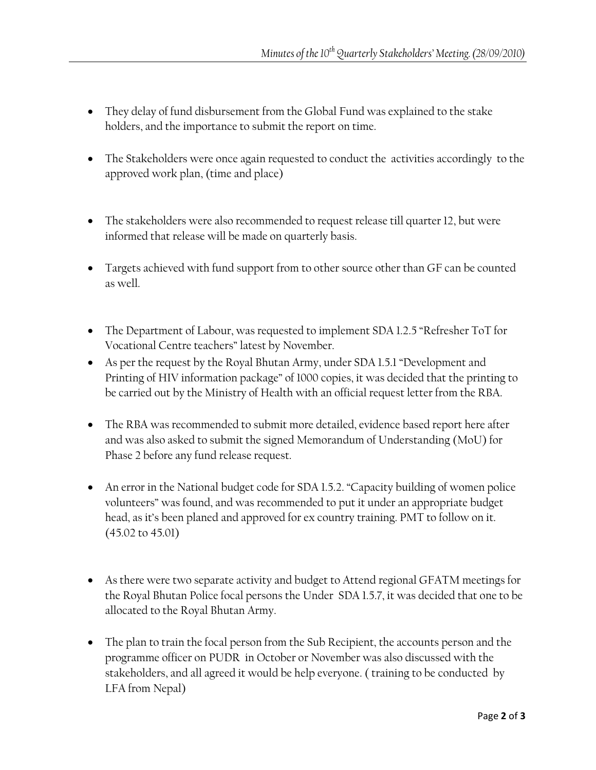- They delay of fund disbursement from the Global Fund was explained to the stake holders, and the importance to submit the report on time.

- The Stakeholders were once again requested to conduct the activities accordingly to the approved work plan, (time and place)

- The stakeholders were also recommended to request release till quarter 12, but were informed that release will be made on quarterly basis.

- Targets achieved with fund support from to other source other than GF can be counted as well.

- The Department of Labour, was requested to implement SDA 1.2.5 "Refresher ToT for Vocational Centre teachers" latest by November.
- As per the request by the Royal Bhutan Army, under SDA 1.5.1 "Development and Printing of HIV information package" of 1000 copies, it was decided that the printing to be carried out by the Ministry of Health with an official request letter from the RBA.

- The RBA was recommended to submit more detailed, evidence based report here after and was also asked to submit the signed Memorandum of Understanding (MoU) for Phase 2 before any fund release request.

- An error in the National budget code for SDA 1.5.2. "Capacity building of women police volunteers" was found, and was recommended to put it under an appropriate budget head, as it's been planed and approved for ex country training. PMT to follow on it. (45.02 to 45.01)

- As there were two separate activity and budget to Attend regional GFATM meetings for the Royal Bhutan Police focal persons the Under SDA 1.5.7, it was decided that one to be allocated to the Royal Bhutan Army.

- The plan to train the focal person from the Sub Recipient, the accounts person and the programme officer on PUDR in October or November was also discussed with the stakeholders, and all agreed it would be help everyone. ( training to be conducted by LFA from Nepal)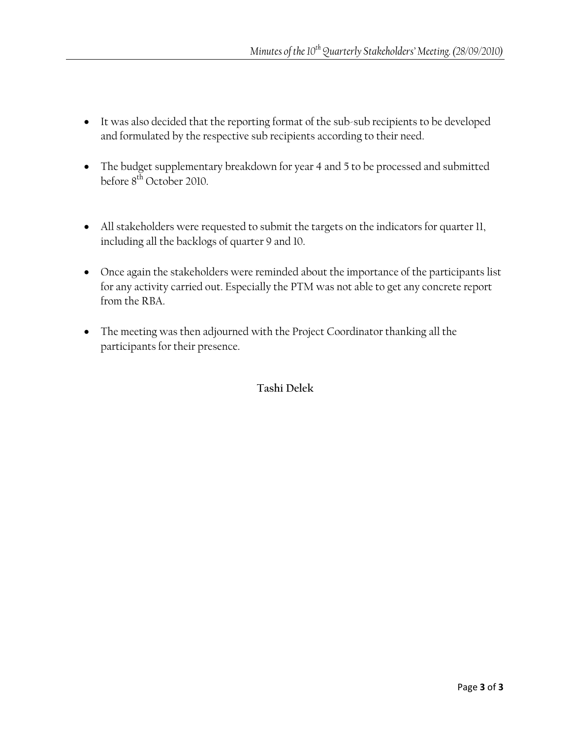- It was also decided that the reporting format of the sub-sub recipients to be developed and formulated by the respective sub recipients according to their need.

- The budget supplementary breakdown for year 4 and 5 to be processed and submitted before 8th October 2010.

- All stakeholders were requested to submit the targets on the indicators for quarter 11, including all the backlogs of quarter 9 and 10.

- Once again the stakeholders were reminded about the importance of the participants list for any activity carried out. Especially the PTM was not able to get any concrete report from the RBA.

- The meeting was then adjourned with the Project Coordinator thanking all the participants for their presence.

**Tashi Delek**